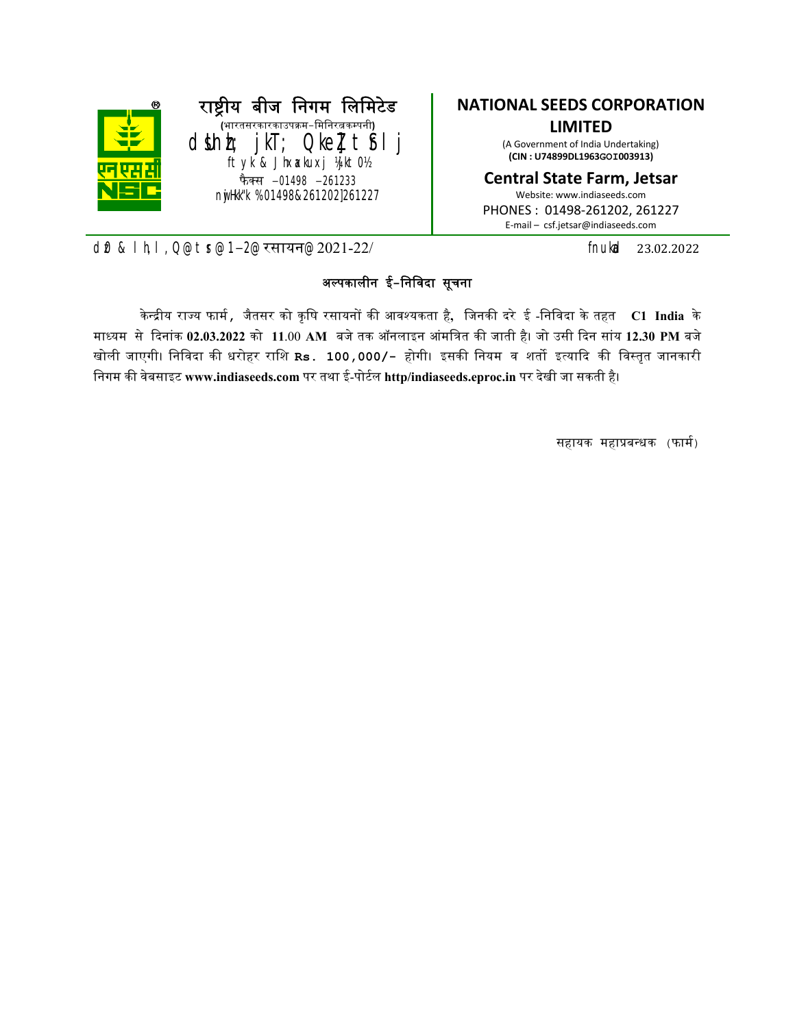# राष्ट्रीय बीज निगम लिमिटेड

(भारतसरकारकाउपक्रम–मिनिरत्नकम्पनी)

केन्द्रीय राज्य फार्म, जैतसर

जिला – श्रीगंगानगर (राज0)

फैक्स –01498 –261233

दूरभाष :01498-261202,261227

# NATIONAL SEEDS CORPORATION LIMITED

(A Government of India Undertaking)

**(CIN : U74899DL1963GOI003913)**

**Central State Farm, Jetsar**

Website: www.indiaseeds.com

PHONES : 01498-261202, 261227

E-mail – csf.jetsar@indiaseeds.com

---

क्र0 - सीएसएफ/जे/1–2/रसायन/2021-22/ दिनांक 23.02.2022

## अल्पकालीन ई–निविदा सूचना

केन्द्रीय राज्य फार्म, जैतसर को कृषि रसायनों की आवश्यकता है, जिनकी दरे ई -निविदा के तहत **C1 India** के माध्यम से दिनांक **02.03.2022** को **11**.00 **AM** बजे तक ऑनलाइन आंमत्रित की जाती है। जो उसी दिन सांय **12.30 PM** बजे खोली जाएगी। निविदा की धरोहर राशि **Rs. 100,000/-** होगी। इसकी नियम व शर्तो इत्यादि की विस्तृत जानकारी निगम की वेबसाइट **www.indiaseeds.com** पर तथा ई-पोर्टल **http/indiaseeds.eproc.in** पर देखी जा सकती है।

सहायक महाप्रबन्धक (फार्म)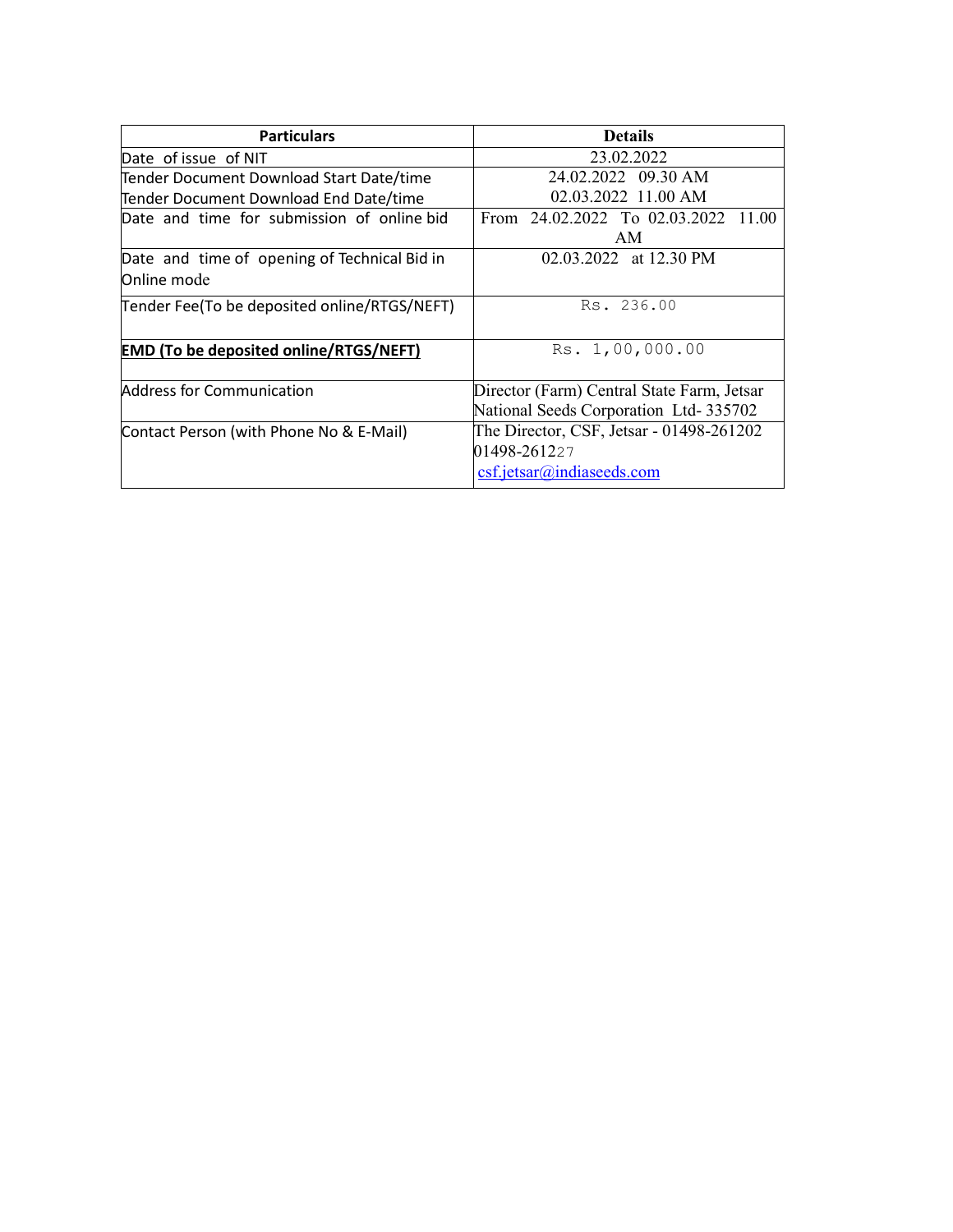| **Particulars** | **Details** |
|---|---|
| Date of issue of NIT | 23.02.2022 |
| Tender Document Download Start Date/time<br>Tender Document Download End Date/time | 24.02.2022 09.30 AM<br>02.03.2022 11.00 AM |
| Date and time for submission of online bid | From 24.02.2022 To 02.03.2022 11.00 AM |
| Date and time of opening of Technical Bid in Online mode | 02.03.2022 at 12.30 PM |
| Tender Fee(To be deposited online/RTGS/NEFT) | Rs. 236.00 |
| **EMD (To be deposited online/RTGS/NEFT)** | Rs. 1,00,000.00 |
| Address for Communication | Director (Farm) Central State Farm, Jetsar National Seeds Corporation Ltd- 335702 |
| Contact Person (with Phone No & E-Mail) | The Director, CSF, Jetsar - 01498-261202<br>01498-261227<br>csf.jetsar@indiaseeds.com |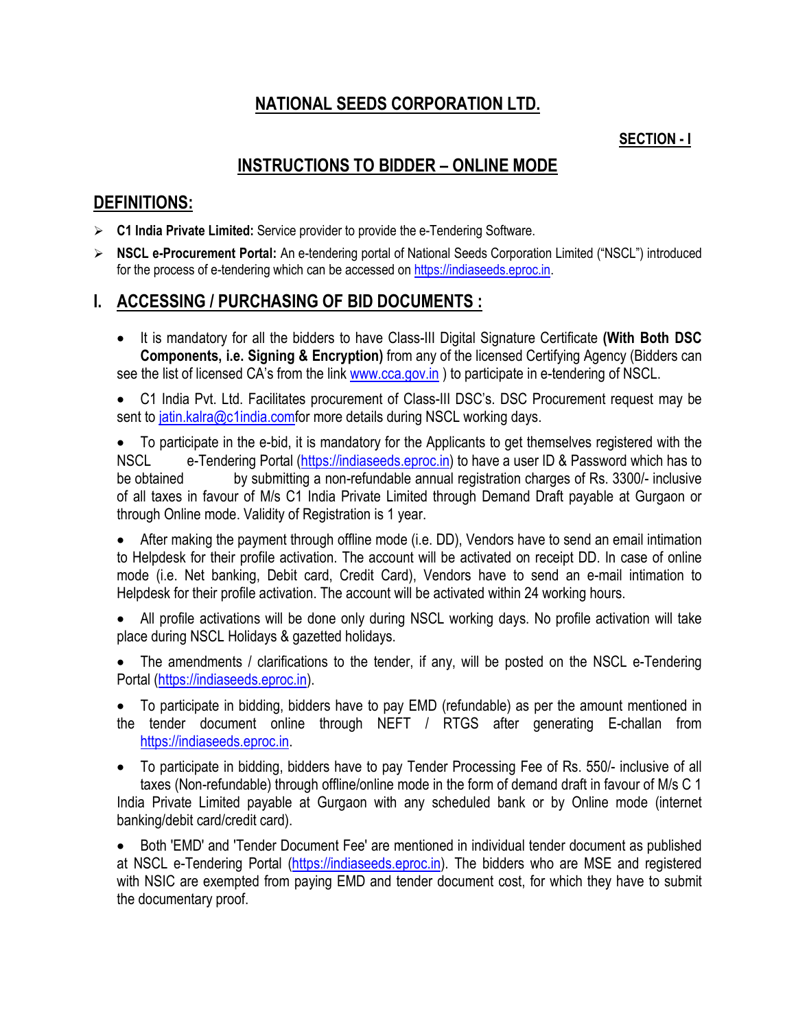# NATIONAL SEEDS CORPORATION LTD.

**SECTION - I**

## INSTRUCTIONS TO BIDDER – ONLINE MODE

## DEFINITIONS:

- **C1 India Private Limited:** Service provider to provide the e-Tendering Software.
- **NSCL e-Procurement Portal:** An e-tendering portal of National Seeds Corporation Limited ("NSCL") introduced for the process of e-tendering which can be accessed on https://indiaseeds.eproc.in.

## I. ACCESSING / PURCHASING OF BID DOCUMENTS :

- It is mandatory for all the bidders to have Class-III Digital Signature Certificate **(With Both DSC Components, i.e. Signing & Encryption)** from any of the licensed Certifying Agency (Bidders can see the list of licensed CA's from the link www.cca.gov.in ) to participate in e-tendering of NSCL.
- C1 India Pvt. Ltd. Facilitates procurement of Class-III DSC's. DSC Procurement request may be sent to jatin.kalra@c1india.comfor more details during NSCL working days.
- To participate in the e-bid, it is mandatory for the Applicants to get themselves registered with the NSCL e-Tendering Portal (https://indiaseeds.eproc.in) to have a user ID & Password which has to be obtained by submitting a non-refundable annual registration charges of Rs. 3300/- inclusive of all taxes in favour of M/s C1 India Private Limited through Demand Draft payable at Gurgaon or through Online mode. Validity of Registration is 1 year.
- After making the payment through offline mode (i.e. DD), Vendors have to send an email intimation to Helpdesk for their profile activation. The account will be activated on receipt DD. In case of online mode (i.e. Net banking, Debit card, Credit Card), Vendors have to send an e-mail intimation to Helpdesk for their profile activation. The account will be activated within 24 working hours.
- All profile activations will be done only during NSCL working days. No profile activation will take place during NSCL Holidays & gazetted holidays.
- The amendments / clarifications to the tender, if any, will be posted on the NSCL e-Tendering Portal (https://indiaseeds.eproc.in).
- To participate in bidding, bidders have to pay EMD (refundable) as per the amount mentioned in the tender document online through NEFT / RTGS after generating E-challan from https://indiaseeds.eproc.in.
- To participate in bidding, bidders have to pay Tender Processing Fee of Rs. 550/- inclusive of all taxes (Non-refundable) through offline/online mode in the form of demand draft in favour of M/s C 1 India Private Limited payable at Gurgaon with any scheduled bank or by Online mode (internet banking/debit card/credit card).
- Both 'EMD' and 'Tender Document Fee' are mentioned in individual tender document as published at NSCL e-Tendering Portal (https://indiaseeds.eproc.in). The bidders who are MSE and registered with NSIC are exempted from paying EMD and tender document cost, for which they have to submit the documentary proof.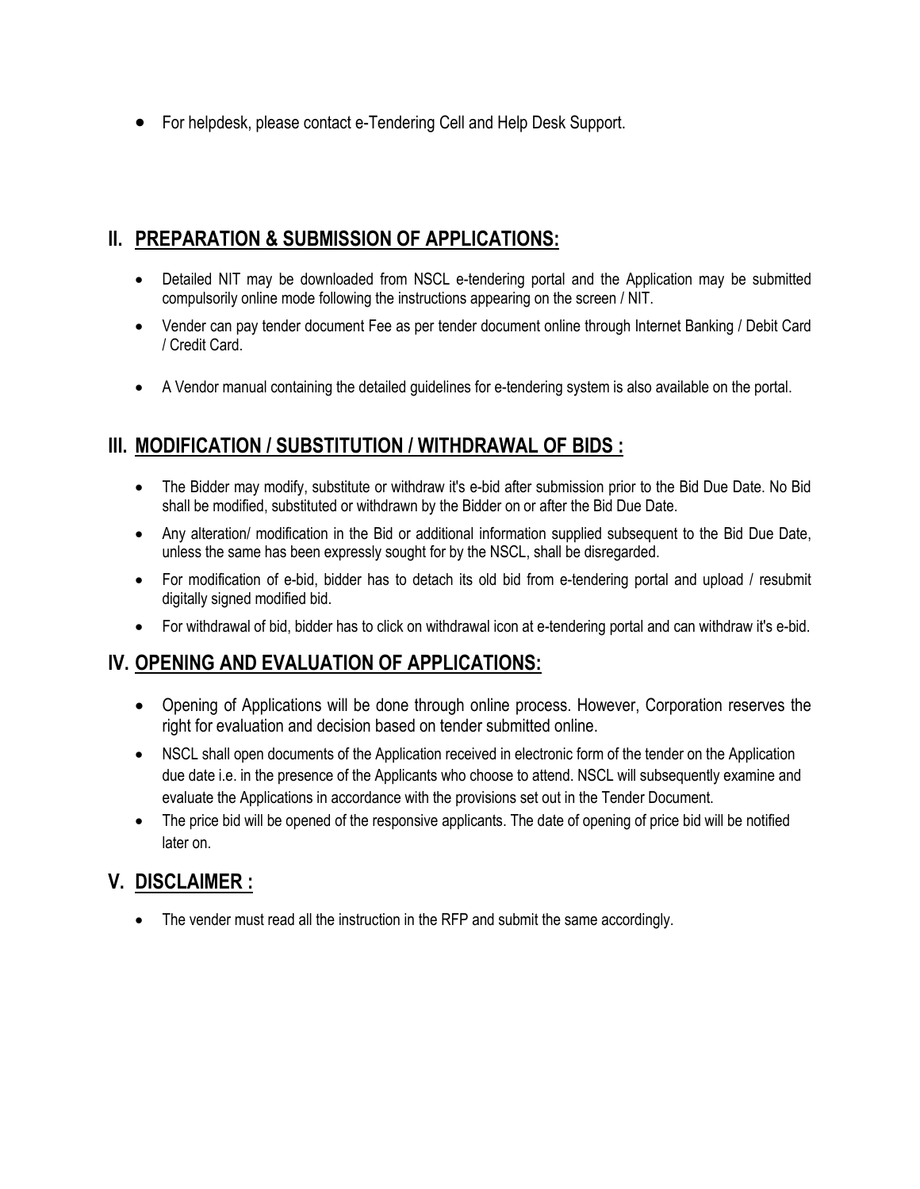- For helpdesk, please contact e-Tendering Cell and Help Desk Support.

## II. PREPARATION & SUBMISSION OF APPLICATIONS:

- Detailed NIT may be downloaded from NSCL e-tendering portal and the Application may be submitted compulsorily online mode following the instructions appearing on the screen / NIT.
- Vender can pay tender document Fee as per tender document online through Internet Banking / Debit Card / Credit Card.
- A Vendor manual containing the detailed guidelines for e-tendering system is also available on the portal.

## III. MODIFICATION / SUBSTITUTION / WITHDRAWAL OF BIDS :

- The Bidder may modify, substitute or withdraw it's e-bid after submission prior to the Bid Due Date. No Bid shall be modified, substituted or withdrawn by the Bidder on or after the Bid Due Date.
- Any alteration/ modification in the Bid or additional information supplied subsequent to the Bid Due Date, unless the same has been expressly sought for by the NSCL, shall be disregarded.
- For modification of e-bid, bidder has to detach its old bid from e-tendering portal and upload / resubmit digitally signed modified bid.
- For withdrawal of bid, bidder has to click on withdrawal icon at e-tendering portal and can withdraw it's e-bid.

## IV. OPENING AND EVALUATION OF APPLICATIONS:

- Opening of Applications will be done through online process. However, Corporation reserves the right for evaluation and decision based on tender submitted online.
- NSCL shall open documents of the Application received in electronic form of the tender on the Application due date i.e. in the presence of the Applicants who choose to attend. NSCL will subsequently examine and evaluate the Applications in accordance with the provisions set out in the Tender Document.
- The price bid will be opened of the responsive applicants. The date of opening of price bid will be notified later on.

## V. DISCLAIMER :

- The vender must read all the instruction in the RFP and submit the same accordingly.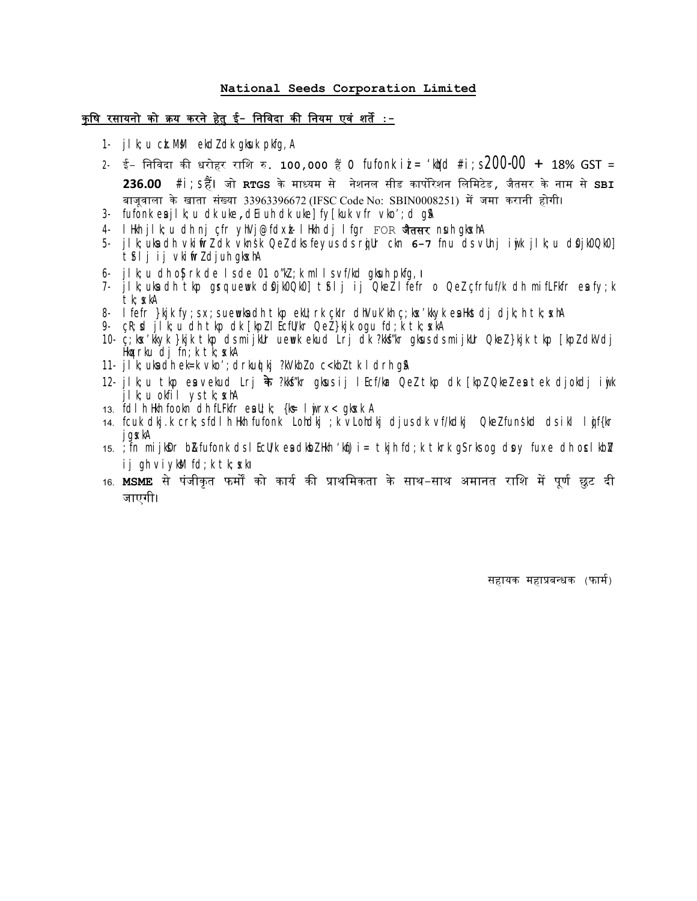**National Seeds Corporation Limited**

**कृषि रसायनो को क्रय करने हेतु ई- निविदा की नियम एवं शर्ते :-**

1- jlk;u cktkj ekdZdk gksuk pkfg,A

2- ई- निविदा की धरोहर राशि रु. **100,000** हैं 0 fufonk izi= 'kqYd #i;s200-00 + 18% GST = **236.00** #i;s हैं। जो **RTGS** के माध्यम से नेशनल सीड कार्पोरेशन लिमिटेड, जैतसर के नाम से **SBI** बाजूवाला के खाता संख्या 33963396672 (IFSC Code No: SBIN0008251) में जमा करानी होगी।

3- fufonk esa jlk;u dk uke ,d Eiuh dk uke] fy[kuk vfr vko';d gSA

4- lHkh jlk;u dh nj çfr yhVj@fdxzk- lHkh dj lfgr FOR **जैतसर** nsuh gksxhA

5- jlk;uksa dh vkiwfrZ dk vkns'k QeZ dks feyus ds rqjUr ckn **6-7** fnu ds vUnj iwjk jlk;u dsQjkO]QkO] tSlj ij vkiwfrZ djuh gksxhA

6- jlk;u dh oS|rk de ls de 01 o"kZ;k mlls vf/kd gksuh pkfg,A

7- jlk;uksa dh tkp gsrq uewuk dsQjkO]QkO] tSlj ij QkeZ lfefr o QeZ çfrfuf/k dh mifLFkfr esa fy;k tk;sxkA

8- lfefr }kjk fy;s x;s uewuksa dh tkp ekU;rk çkIr dhVuk'kh ç;ksx'kkyk esa Hkh djk;k tk;sxhA

9- çR;sd jlk;u dh tkp dk [kpZ lEcfU/kr QeZ }kjk ogu fd;k tk;sxkA

10- ç;ksx'kkyk }kjk tkp ds mijkUr uewuk ekud Lrj dk ?kksf"kr gksus ds mijkUr QeZ }kjk tkp [kpZ dkVdj Hkqxrku dj fn;k tk;sxkA

11- jlk;uksa dh ek=k vko';drkuqlkj ?kVkbZ o c<kbZ tk ldrh gSA

12- jlk;u tkp esa vekud Lrj के ?kksf"kr gksus ij lEcf/kr QeZ tkp dk [kpZ QeZ esa tek djokdj iwjk jlk;u okfil ystk;sxhA

13. fdlh Hkh fookn dh fLFkfr esa U;k; {ks= lwjrx< gksxkA

14. fcuk dkj.k crk;s fdlh Hkh fufonk Lohdkj ;k vLohdkj djus dk vf/kdkj QkeZ funs'kd ds ikl lqjf{kr jgsxkA

15. ;fn mijksDr bZ fufonk ds lEcU/k esa dksbZ Hkh 'kqf) i= tkjh fd;k tkrk gS rks og dsoy fuxe dh osclkbZV ij gh viyksM fd;k tk;sxkA

16. **MSME** से पंजीकृत फर्मो को कार्य की प्राथमिकता के साथ-साथ अमानत राशि में पूर्ण छुट दी जाएगी।

सहायक महाप्रबन्धक (फार्म)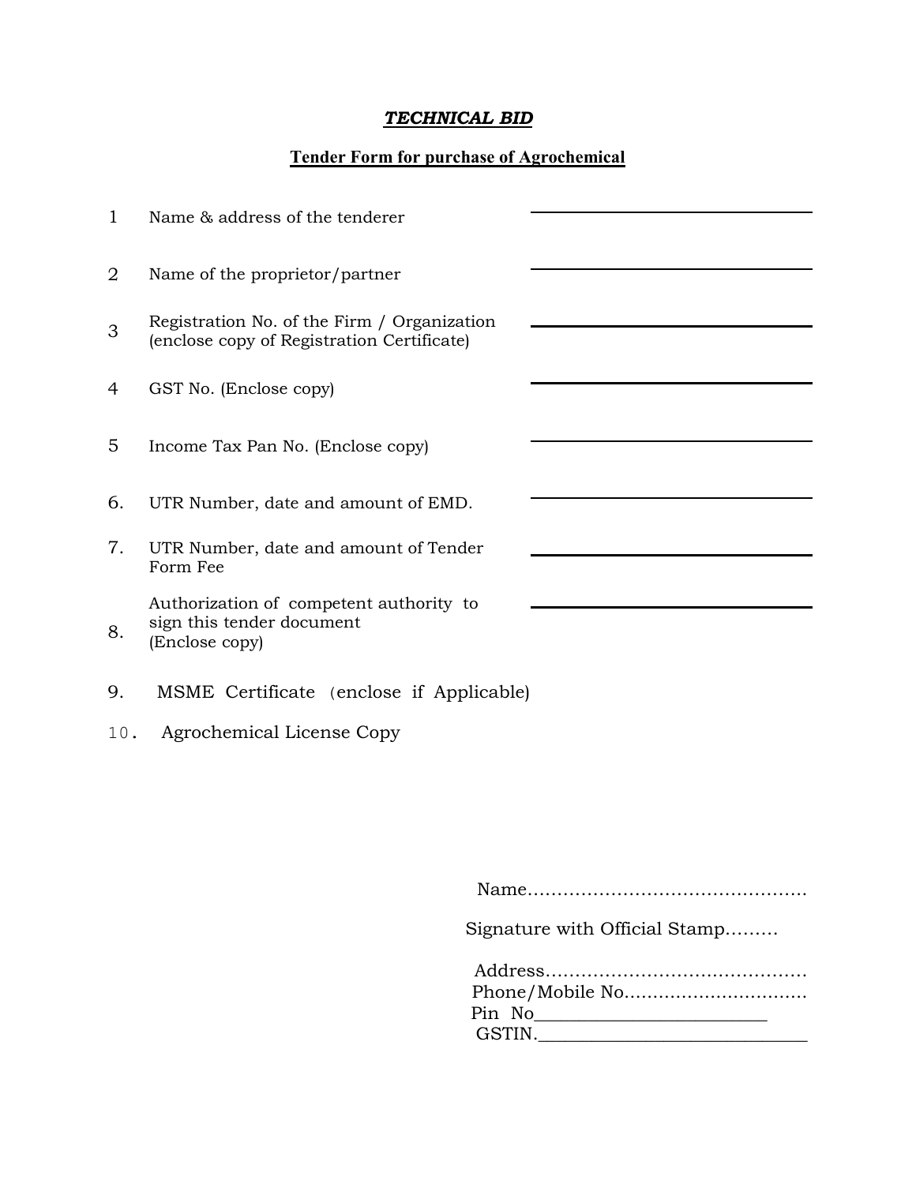***TECHNICAL BID***

**Tender Form for purchase of Agrochemical**

| | | |
|---|---|---|
| 1 | Name & address of the tenderer | ______________________ |
| 2 | Name of the proprietor/partner | ______________________ |
| 3 | Registration No. of the Firm / Organization (enclose copy of Registration Certificate) | ______________________ |
| 4 | GST No. (Enclose copy) | ______________________ |
| 5 | Income Tax Pan No. (Enclose copy) | ______________________ |
| 6. | UTR Number, date and amount of EMD. | ______________________ |
| 7. | UTR Number, date and amount of Tender Form Fee | ______________________ |
| 8. | Authorization of competent authority to sign this tender document (Enclose copy) | ______________________ |
| 9. | MSME Certificate (enclose if Applicable) | |
| 10. | Agrochemical License Copy | |

Name…………………………………………

Signature with Official Stamp………

Address………………………………………
Phone/Mobile No……………………………
Pin No_________________________
GSTIN.____________________________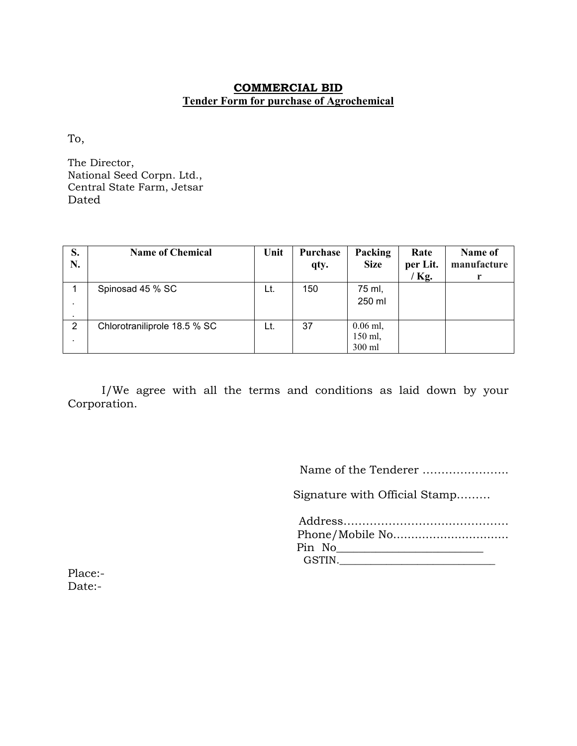## COMMERCIAL BID

### Tender Form for purchase of Agrochemical

To,

The Director,
National Seed Corpn. Ltd.,
Central State Farm, Jetsar
Dated

| S. N. | Name of Chemical | Unit | Purchase qty. | Packing Size | Rate per Lit. / Kg. | Name of manufacturer |
|---|---|---|---|---|---|---|
| 1. | Spinosad 45 % SC | Lt. | 150 | 75 ml, 250 ml | | |
| 2. | Chlorotraniliprole 18.5 % SC | Lt. | 37 | 0.06 ml, 150 ml, 300 ml | | |

I/We agree with all the terms and conditions as laid down by your Corporation.

Name of the Tenderer .......................

Signature with Official Stamp.........

Address............................................
Phone/Mobile No................................
Pin No__________________________
GSTIN.____________________________

Place:-
Date:-